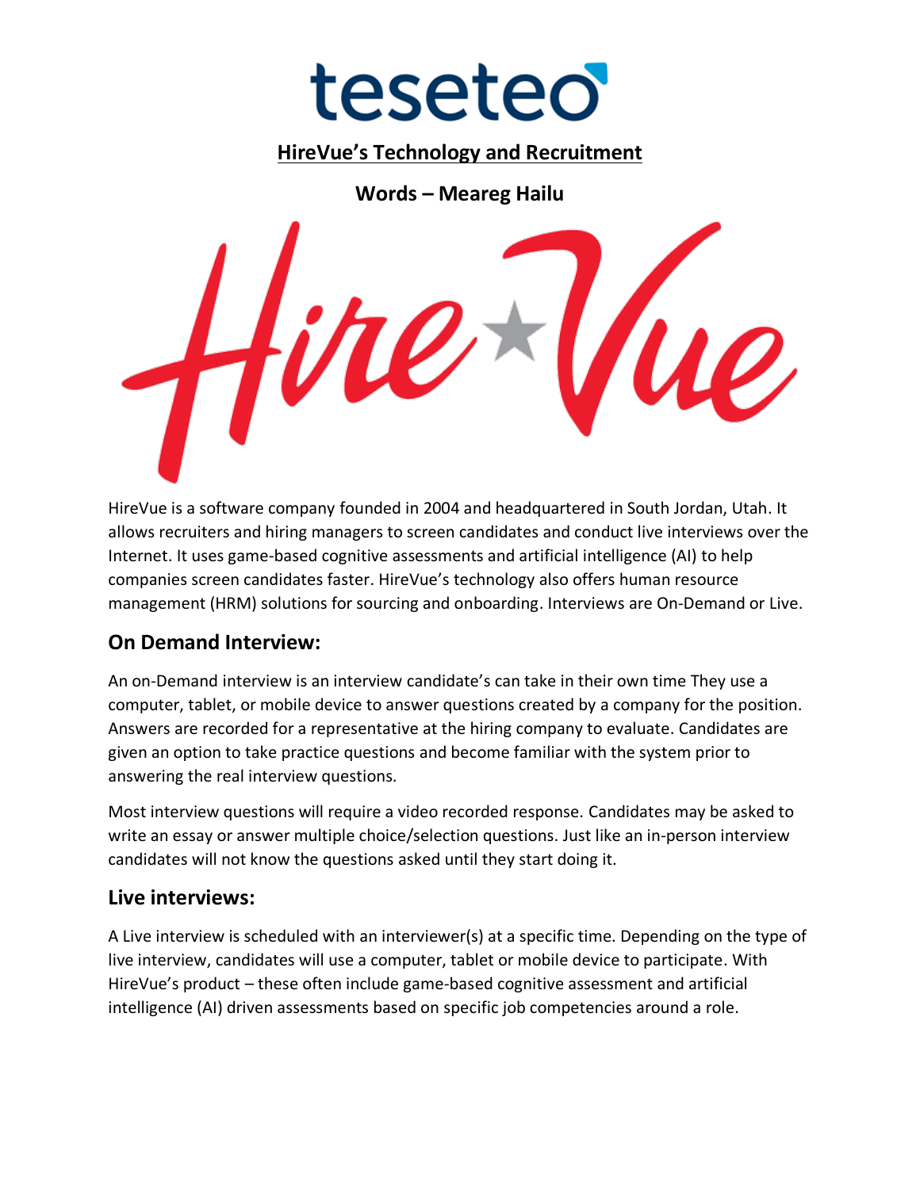# HireVue's Technology and Recruitment

**Words – Meareg Hailu**

HireVue is a software company founded in 2004 and headquartered in South Jordan, Utah. It allows recruiters and hiring managers to screen candidates and conduct live interviews over the Internet. It uses game-based cognitive assessments and artificial intelligence (AI) to help companies screen candidates faster. HireVue's technology also offers human resource management (HRM) solutions for sourcing and onboarding. Interviews are On-Demand or Live.

## On Demand Interview:

An on-Demand interview is an interview candidate's can take in their own time They use a computer, tablet, or mobile device to answer questions created by a company for the position. Answers are recorded for a representative at the hiring company to evaluate. Candidates are given an option to take practice questions and become familiar with the system prior to answering the real interview questions.

Most interview questions will require a video recorded response. Candidates may be asked to write an essay or answer multiple choice/selection questions. Just like an in-person interview candidates will not know the questions asked until they start doing it.

## Live interviews:

A Live interview is scheduled with an interviewer(s) at a specific time. Depending on the type of live interview, candidates will use a computer, tablet or mobile device to participate. With HireVue's product – these often include game-based cognitive assessment and artificial intelligence (AI) driven assessments based on specific job competencies around a role.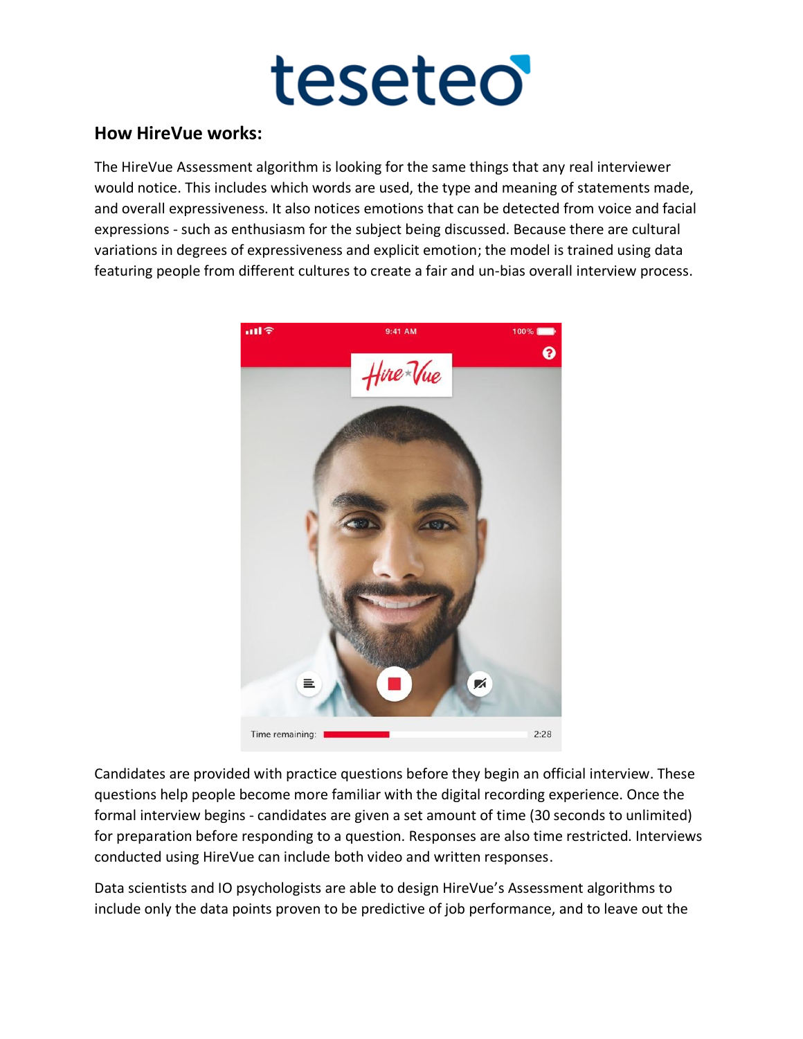## How HireVue works:

The HireVue Assessment algorithm is looking for the same things that any real interviewer would notice. This includes which words are used, the type and meaning of statements made, and overall expressiveness. It also notices emotions that can be detected from voice and facial expressions - such as enthusiasm for the subject being discussed. Because there are cultural variations in degrees of expressiveness and explicit emotion; the model is trained using data featuring people from different cultures to create a fair and un-bias overall interview process.

Candidates are provided with practice questions before they begin an official interview. These questions help people become more familiar with the digital recording experience. Once the formal interview begins - candidates are given a set amount of time (30 seconds to unlimited) for preparation before responding to a question. Responses are also time restricted. Interviews conducted using HireVue can include both video and written responses.

Data scientists and IO psychologists are able to design HireVue's Assessment algorithms to include only the data points proven to be predictive of job performance, and to leave out the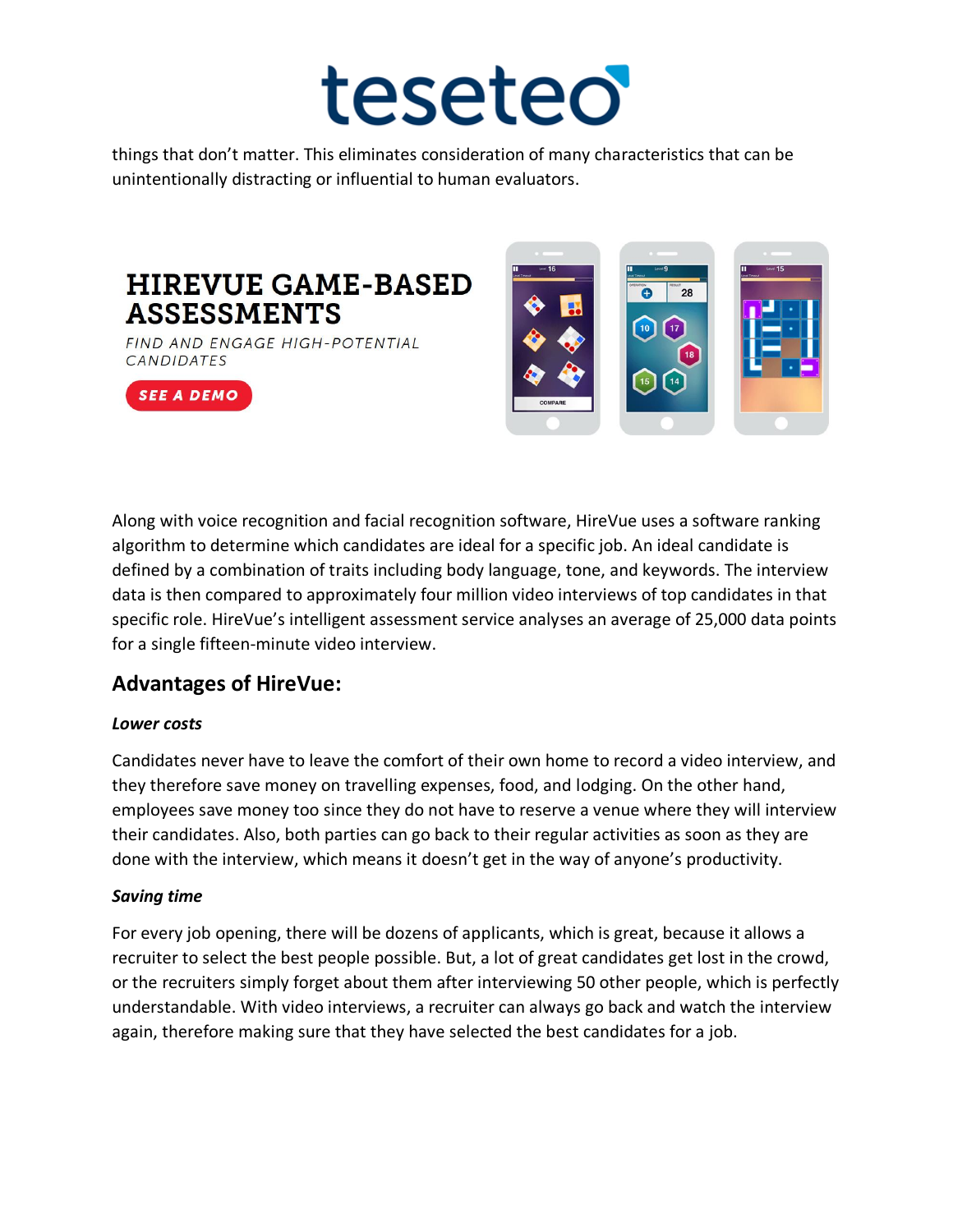things that don't matter. This eliminates consideration of many characteristics that can be unintentionally distracting or influential to human evaluators.

HIREVUE GAME-BASED ASSESSMENTS

FIND AND ENGAGE HIGH-POTENTIAL CANDIDATES

SEE A DEMO

Along with voice recognition and facial recognition software, HireVue uses a software ranking algorithm to determine which candidates are ideal for a specific job. An ideal candidate is defined by a combination of traits including body language, tone, and keywords. The interview data is then compared to approximately four million video interviews of top candidates in that specific role. HireVue's intelligent assessment service analyses an average of 25,000 data points for a single fifteen-minute video interview.

## Advantages of HireVue:

***Lower costs***

Candidates never have to leave the comfort of their own home to record a video interview, and they therefore save money on travelling expenses, food, and lodging. On the other hand, employees save money too since they do not have to reserve a venue where they will interview their candidates. Also, both parties can go back to their regular activities as soon as they are done with the interview, which means it doesn't get in the way of anyone's productivity.

***Saving time***

For every job opening, there will be dozens of applicants, which is great, because it allows a recruiter to select the best people possible. But, a lot of great candidates get lost in the crowd, or the recruiters simply forget about them after interviewing 50 other people, which is perfectly understandable. With video interviews, a recruiter can always go back and watch the interview again, therefore making sure that they have selected the best candidates for a job.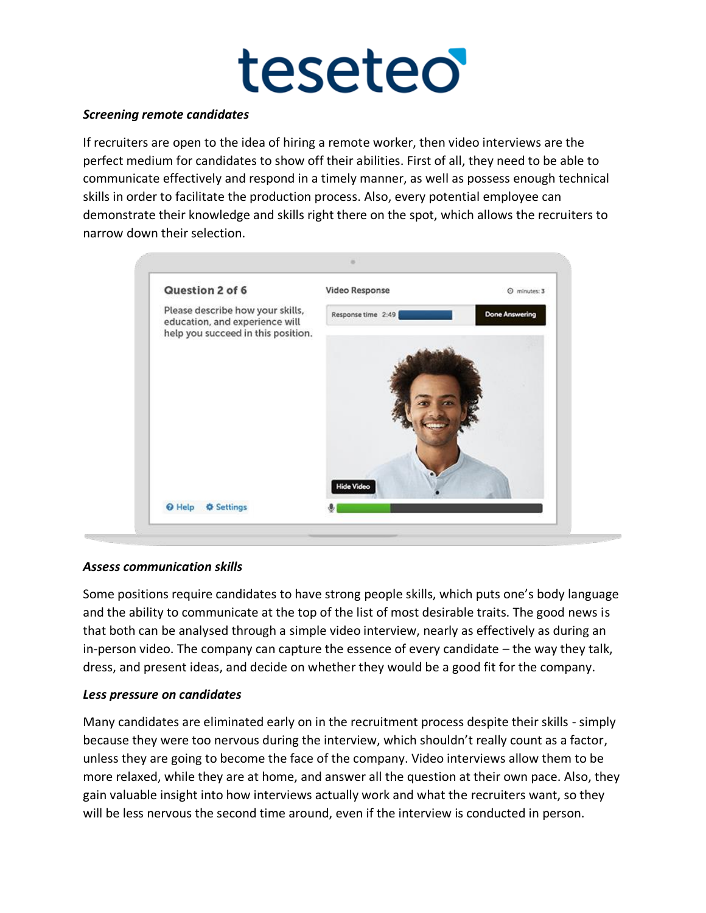### *Screening remote candidates*

If recruiters are open to the idea of hiring a remote worker, then video interviews are the perfect medium for candidates to show off their abilities. First of all, they need to be able to communicate effectively and respond in a timely manner, as well as possess enough technical skills in order to facilitate the production process. Also, every potential employee can demonstrate their knowledge and skills right there on the spot, which allows the recruiters to narrow down their selection.

### *Assess communication skills*

Some positions require candidates to have strong people skills, which puts one's body language and the ability to communicate at the top of the list of most desirable traits. The good news is that both can be analysed through a simple video interview, nearly as effectively as during an in-person video. The company can capture the essence of every candidate – the way they talk, dress, and present ideas, and decide on whether they would be a good fit for the company.

### *Less pressure on candidates*

Many candidates are eliminated early on in the recruitment process despite their skills - simply because they were too nervous during the interview, which shouldn't really count as a factor, unless they are going to become the face of the company. Video interviews allow them to be more relaxed, while they are at home, and answer all the question at their own pace. Also, they gain valuable insight into how interviews actually work and what the recruiters want, so they will be less nervous the second time around, even if the interview is conducted in person.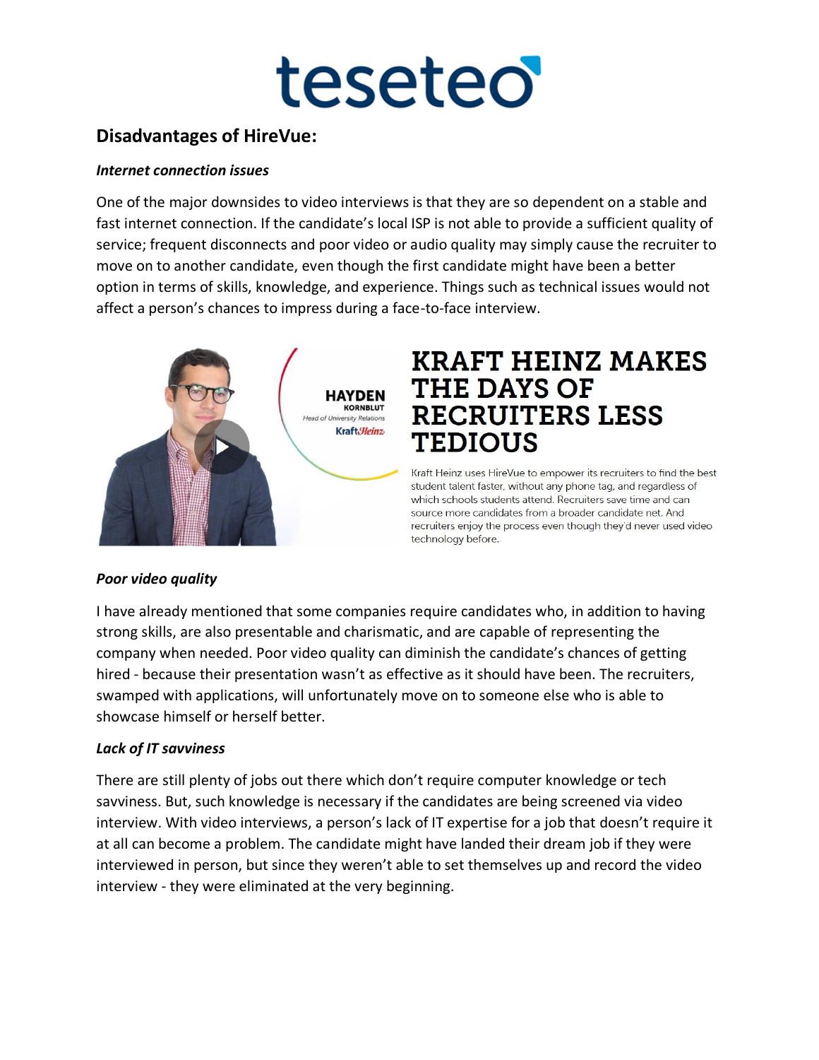## Disadvantages of HireVue:

***Internet connection issues***

One of the major downsides to video interviews is that they are so dependent on a stable and fast internet connection. If the candidate's local ISP is not able to provide a sufficient quality of service; frequent disconnects and poor video or audio quality may simply cause the recruiter to move on to another candidate, even though the first candidate might have been a better option in terms of skills, knowledge, and experience. Things such as technical issues would not affect a person's chances to impress during a face-to-face interview.

HAYDEN KORNBLUT
Head of University Relations
KraftHeinz

**KRAFT HEINZ MAKES THE DAYS OF RECRUITERS LESS TEDIOUS**

Kraft Heinz uses HireVue to empower its recruiters to find the best student talent faster, without any phone tag, and regardless of which schools students attend. Recruiters save time and can source more candidates from a broader candidate net. And recruiters enjoy the process even though they'd never used video technology before.

***Poor video quality***

I have already mentioned that some companies require candidates who, in addition to having strong skills, are also presentable and charismatic, and are capable of representing the company when needed. Poor video quality can diminish the candidate's chances of getting hired - because their presentation wasn't as effective as it should have been. The recruiters, swamped with applications, will unfortunately move on to someone else who is able to showcase himself or herself better.

***Lack of IT savviness***

There are still plenty of jobs out there which don't require computer knowledge or tech savviness. But, such knowledge is necessary if the candidates are being screened via video interview. With video interviews, a person's lack of IT expertise for a job that doesn't require it at all can become a problem. The candidate might have landed their dream job if they were interviewed in person, but since they weren't able to set themselves up and record the video interview - they were eliminated at the very beginning.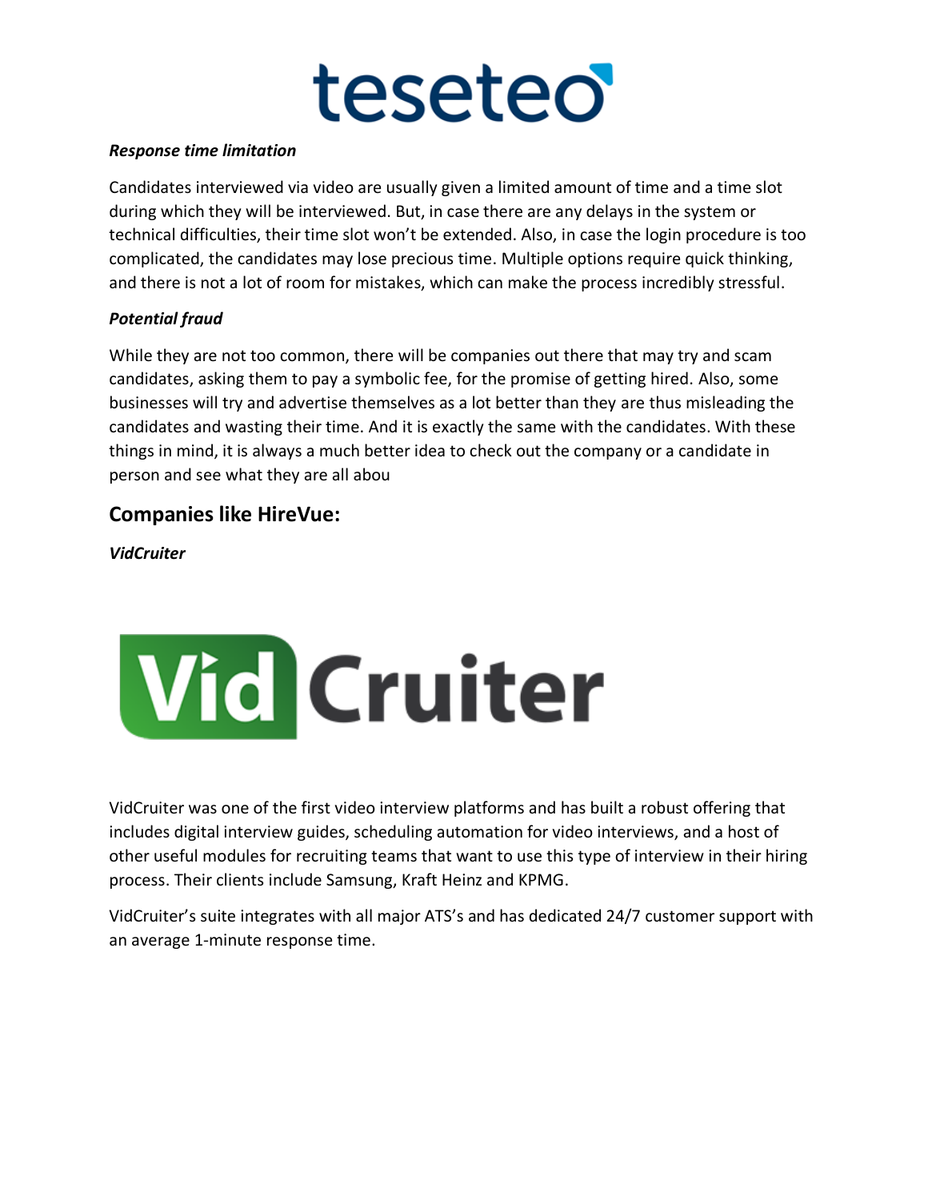***Response time limitation***

Candidates interviewed via video are usually given a limited amount of time and a time slot during which they will be interviewed. But, in case there are any delays in the system or technical difficulties, their time slot won't be extended. Also, in case the login procedure is too complicated, the candidates may lose precious time. Multiple options require quick thinking, and there is not a lot of room for mistakes, which can make the process incredibly stressful.

***Potential fraud***

While they are not too common, there will be companies out there that may try and scam candidates, asking them to pay a symbolic fee, for the promise of getting hired. Also, some businesses will try and advertise themselves as a lot better than they are thus misleading the candidates and wasting their time. And it is exactly the same with the candidates. With these things in mind, it is always a much better idea to check out the company or a candidate in person and see what they are all abou

## Companies like HireVue:

***VidCruiter***

VidCruiter was one of the first video interview platforms and has built a robust offering that includes digital interview guides, scheduling automation for video interviews, and a host of other useful modules for recruiting teams that want to use this type of interview in their hiring process. Their clients include Samsung, Kraft Heinz and KPMG.

VidCruiter's suite integrates with all major ATS's and has dedicated 24/7 customer support with an average 1-minute response time.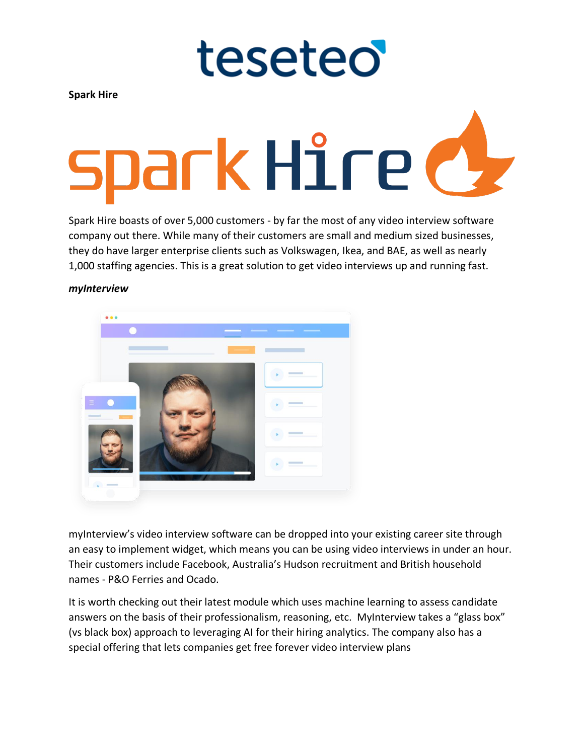**Spark Hire**

Spark Hire boasts of over 5,000 customers - by far the most of any video interview software company out there. While many of their customers are small and medium sized businesses, they do have larger enterprise clients such as Volkswagen, Ikea, and BAE, as well as nearly 1,000 staffing agencies. This is a great solution to get video interviews up and running fast.

***myInterview***

myInterview's video interview software can be dropped into your existing career site through an easy to implement widget, which means you can be using video interviews in under an hour. Their customers include Facebook, Australia's Hudson recruitment and British household names - P&O Ferries and Ocado.

It is worth checking out their latest module which uses machine learning to assess candidate answers on the basis of their professionalism, reasoning, etc. MyInterview takes a "glass box" (vs black box) approach to leveraging AI for their hiring analytics. The company also has a special offering that lets companies get free forever video interview plans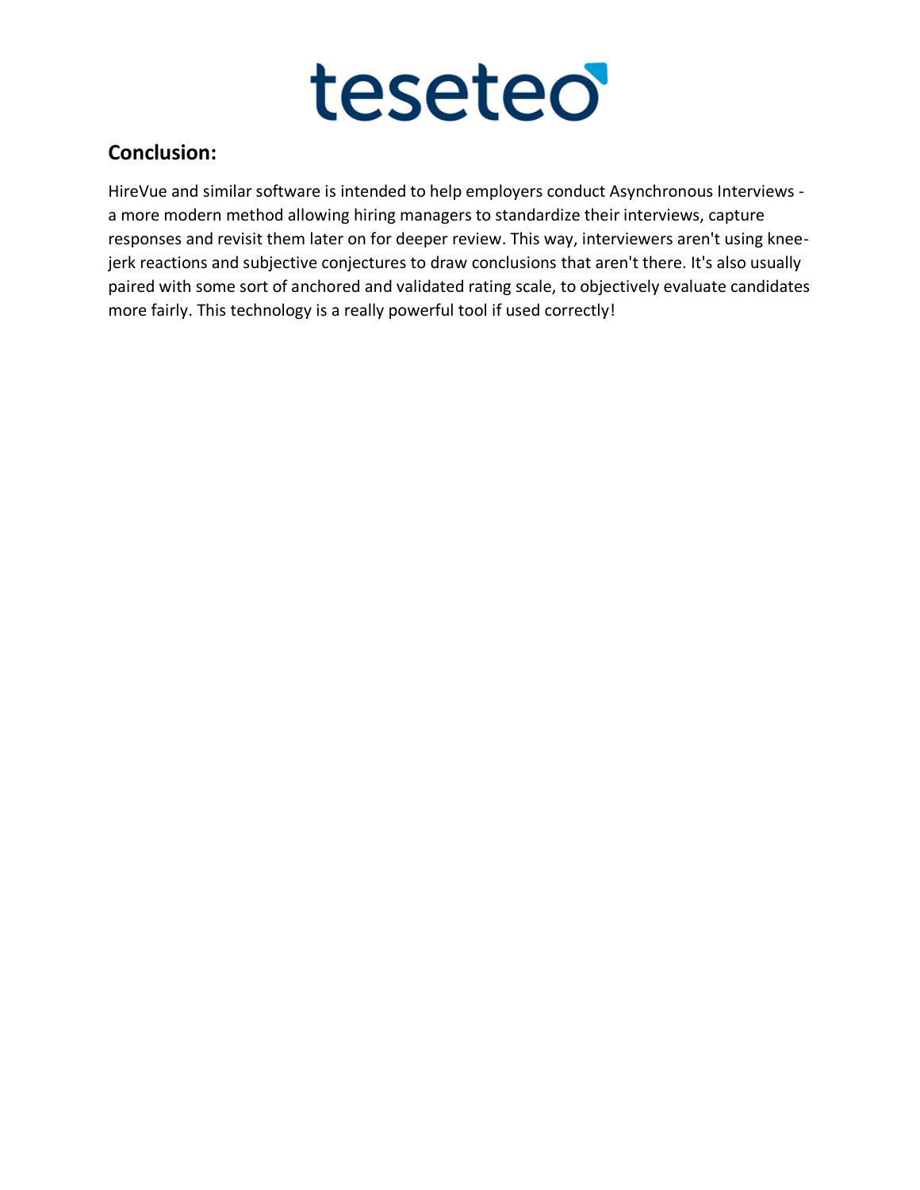teseteo

## Conclusion:

HireVue and similar software is intended to help employers conduct Asynchronous Interviews - a more modern method allowing hiring managers to standardize their interviews, capture responses and revisit them later on for deeper review. This way, interviewers aren't using knee-jerk reactions and subjective conjectures to draw conclusions that aren't there. It's also usually paired with some sort of anchored and validated rating scale, to objectively evaluate candidates more fairly. This technology is a really powerful tool if used correctly!